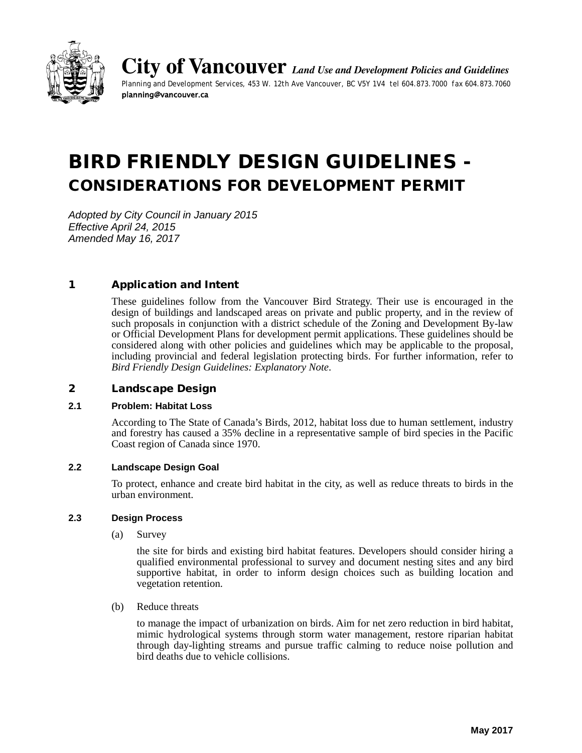**City of Vancouver** *Land Use and Development Policies and Guidelines*

Planning and Development Services, 453 W. 12th Ave Vancouver, BC V5Y 1V4 tel 604.873.7000 fax 604.873.7060
planning@vancouver.ca

# BIRD FRIENDLY DESIGN GUIDELINES - CONSIDERATIONS FOR DEVELOPMENT PERMIT

*Adopted by City Council in January 2015*
*Effective April 24, 2015*
*Amended May 16, 2017*

## 1 Application and Intent

These guidelines follow from the Vancouver Bird Strategy. Their use is encouraged in the design of buildings and landscaped areas on private and public property, and in the review of such proposals in conjunction with a district schedule of the Zoning and Development By-law or Official Development Plans for development permit applications. These guidelines should be considered along with other policies and guidelines which may be applicable to the proposal, including provincial and federal legislation protecting birds. For further information, refer to *Bird Friendly Design Guidelines: Explanatory Note*.

## 2 Landscape Design

### 2.1 Problem: Habitat Loss

According to The State of Canada's Birds, 2012, habitat loss due to human settlement, industry and forestry has caused a 35% decline in a representative sample of bird species in the Pacific Coast region of Canada since 1970.

### 2.2 Landscape Design Goal

To protect, enhance and create bird habitat in the city, as well as reduce threats to birds in the urban environment.

### 2.3 Design Process

(a) Survey

the site for birds and existing bird habitat features. Developers should consider hiring a qualified environmental professional to survey and document nesting sites and any bird supportive habitat, in order to inform design choices such as building location and vegetation retention.

(b) Reduce threats

to manage the impact of urbanization on birds. Aim for net zero reduction in bird habitat, mimic hydrological systems through storm water management, restore riparian habitat through day-lighting streams and pursue traffic calming to reduce noise pollution and bird deaths due to vehicle collisions.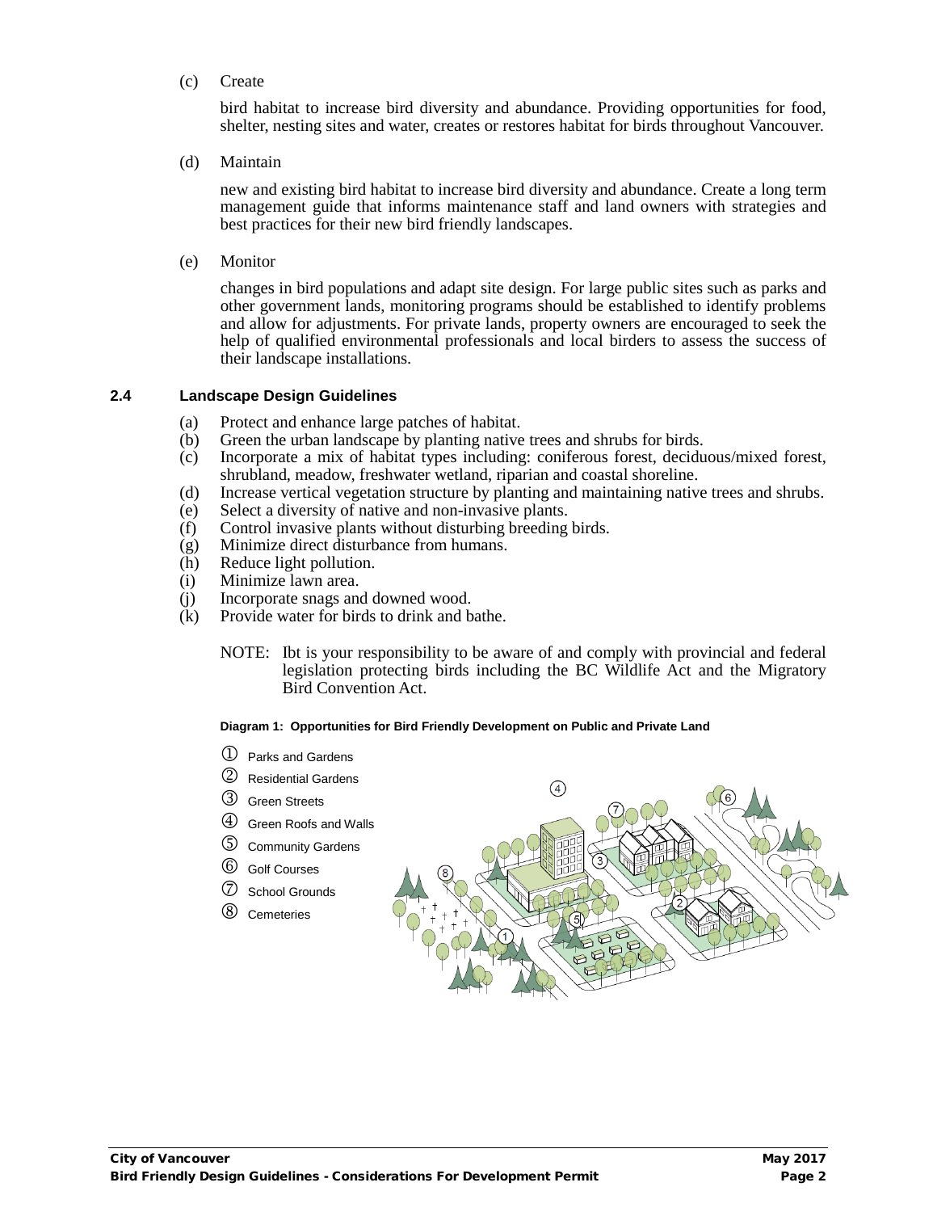(c) Create

bird habitat to increase bird diversity and abundance. Providing opportunities for food, shelter, nesting sites and water, creates or restores habitat for birds throughout Vancouver.

(d) Maintain

new and existing bird habitat to increase bird diversity and abundance. Create a long term management guide that informs maintenance staff and land owners with strategies and best practices for their new bird friendly landscapes.

(e) Monitor

changes in bird populations and adapt site design. For large public sites such as parks and other government lands, monitoring programs should be established to identify problems and allow for adjustments. For private lands, property owners are encouraged to seek the help of qualified environmental professionals and local birders to assess the success of their landscape installations.

## 2.4 Landscape Design Guidelines

(a) Protect and enhance large patches of habitat.
(b) Green the urban landscape by planting native trees and shrubs for birds.
(c) Incorporate a mix of habitat types including: coniferous forest, deciduous/mixed forest, shrubland, meadow, freshwater wetland, riparian and coastal shoreline.
(d) Increase vertical vegetation structure by planting and maintaining native trees and shrubs.
(e) Select a diversity of native and non-invasive plants.
(f) Control invasive plants without disturbing breeding birds.
(g) Minimize direct disturbance from humans.
(h) Reduce light pollution.
(i) Minimize lawn area.
(j) Incorporate snags and downed wood.
(k) Provide water for birds to drink and bathe.

NOTE: Ibt is your responsibility to be aware of and comply with provincial and federal legislation protecting birds including the BC Wildlife Act and the Migratory Bird Convention Act.

**Diagram 1: Opportunities for Bird Friendly Development on Public and Private Land**

① Parks and Gardens
② Residential Gardens
③ Green Streets
④ Green Roofs and Walls
⑤ Community Gardens
⑥ Golf Courses
⑦ School Grounds
⑧ Cemeteries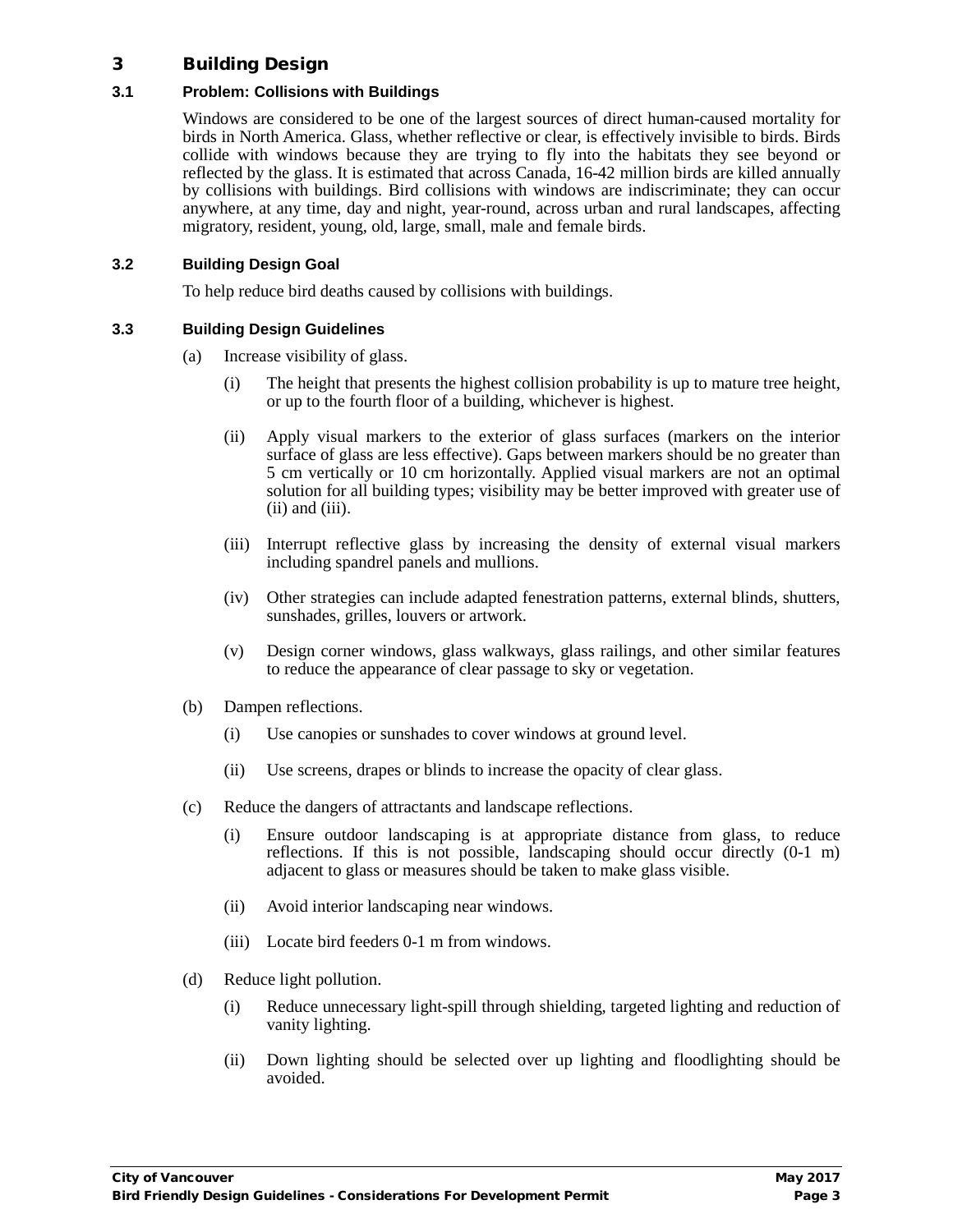# 3 Building Design

## 3.1 Problem: Collisions with Buildings

Windows are considered to be one of the largest sources of direct human-caused mortality for birds in North America. Glass, whether reflective or clear, is effectively invisible to birds. Birds collide with windows because they are trying to fly into the habitats they see beyond or reflected by the glass. It is estimated that across Canada, 16-42 million birds are killed annually by collisions with buildings. Bird collisions with windows are indiscriminate; they can occur anywhere, at any time, day and night, year-round, across urban and rural landscapes, affecting migratory, resident, young, old, large, small, male and female birds.

## 3.2 Building Design Goal

To help reduce bird deaths caused by collisions with buildings.

## 3.3 Building Design Guidelines

(a) Increase visibility of glass.

- (i) The height that presents the highest collision probability is up to mature tree height, or up to the fourth floor of a building, whichever is highest.
- (ii) Apply visual markers to the exterior of glass surfaces (markers on the interior surface of glass are less effective). Gaps between markers should be no greater than 5 cm vertically or 10 cm horizontally. Applied visual markers are not an optimal solution for all building types; visibility may be better improved with greater use of (ii) and (iii).
- (iii) Interrupt reflective glass by increasing the density of external visual markers including spandrel panels and mullions.
- (iv) Other strategies can include adapted fenestration patterns, external blinds, shutters, sunshades, grilles, louvers or artwork.
- (v) Design corner windows, glass walkways, glass railings, and other similar features to reduce the appearance of clear passage to sky or vegetation.

(b) Dampen reflections.

- (i) Use canopies or sunshades to cover windows at ground level.
- (ii) Use screens, drapes or blinds to increase the opacity of clear glass.

(c) Reduce the dangers of attractants and landscape reflections.

- (i) Ensure outdoor landscaping is at appropriate distance from glass, to reduce reflections. If this is not possible, landscaping should occur directly (0-1 m) adjacent to glass or measures should be taken to make glass visible.
- (ii) Avoid interior landscaping near windows.
- (iii) Locate bird feeders 0-1 m from windows.

(d) Reduce light pollution.

- (i) Reduce unnecessary light-spill through shielding, targeted lighting and reduction of vanity lighting.
- (ii) Down lighting should be selected over up lighting and floodlighting should be avoided.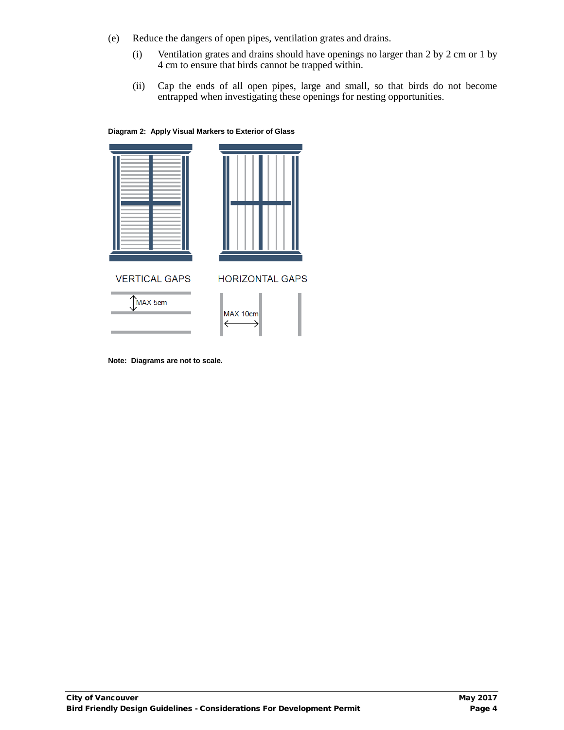(e) Reduce the dangers of open pipes, ventilation grates and drains.

  (i) Ventilation grates and drains should have openings no larger than 2 by 2 cm or 1 by 4 cm to ensure that birds cannot be trapped within.

  (ii) Cap the ends of all open pipes, large and small, so that birds do not become entrapped when investigating these openings for nesting opportunities.

**Diagram 2: Apply Visual Markers to Exterior of Glass**

VERTICAL GAPS

MAX 5cm

HORIZONTAL GAPS

MAX 10cm

**Note: Diagrams are not to scale.**